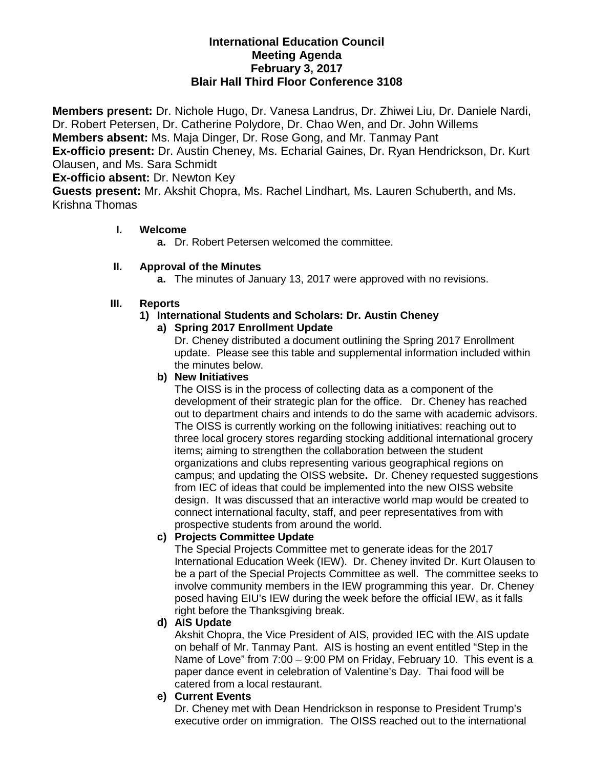**International Education Council**
**Meeting Agenda**
**February 3, 2017**
**Blair Hall Third Floor Conference 3108**

**Members present:** Dr. Nichole Hugo, Dr. Vanesa Landrus, Dr. Zhiwei Liu, Dr. Daniele Nardi, Dr. Robert Petersen, Dr. Catherine Polydore, Dr. Chao Wen, and Dr. John Willems
**Members absent:** Ms. Maja Dinger, Dr. Rose Gong, and Mr. Tanmay Pant
**Ex-officio present:** Dr. Austin Cheney, Ms. Echarial Gaines, Dr. Ryan Hendrickson, Dr. Kurt Olausen, and Ms. Sara Schmidt
**Ex-officio absent:** Dr. Newton Key
**Guests present:** Mr. Akshit Chopra, Ms. Rachel Lindhart, Ms. Lauren Schuberth, and Ms. Krishna Thomas

**I. Welcome**

a. Dr. Robert Petersen welcomed the committee.

**II. Approval of the Minutes**

a. The minutes of January 13, 2017 were approved with no revisions.

**III. Reports**

**1) International Students and Scholars: Dr. Austin Cheney**

**a) Spring 2017 Enrollment Update**

Dr. Cheney distributed a document outlining the Spring 2017 Enrollment update. Please see this table and supplemental information included within the minutes below.

**b) New Initiatives**

The OISS is in the process of collecting data as a component of the development of their strategic plan for the office. Dr. Cheney has reached out to department chairs and intends to do the same with academic advisors. The OISS is currently working on the following initiatives: reaching out to three local grocery stores regarding stocking additional international grocery items; aiming to strengthen the collaboration between the student organizations and clubs representing various geographical regions on campus; and updating the OISS website**.** Dr. Cheney requested suggestions from IEC of ideas that could be implemented into the new OISS website design. It was discussed that an interactive world map would be created to connect international faculty, staff, and peer representatives from with prospective students from around the world.

**c) Projects Committee Update**

The Special Projects Committee met to generate ideas for the 2017 International Education Week (IEW). Dr. Cheney invited Dr. Kurt Olausen to be a part of the Special Projects Committee as well. The committee seeks to involve community members in the IEW programming this year. Dr. Cheney posed having EIU's IEW during the week before the official IEW, as it falls right before the Thanksgiving break.

**d) AIS Update**

Akshit Chopra, the Vice President of AIS, provided IEC with the AIS update on behalf of Mr. Tanmay Pant. AIS is hosting an event entitled "Step in the Name of Love" from 7:00 – 9:00 PM on Friday, February 10. This event is a paper dance event in celebration of Valentine's Day. Thai food will be catered from a local restaurant.

**e) Current Events**

Dr. Cheney met with Dean Hendrickson in response to President Trump's executive order on immigration. The OISS reached out to the international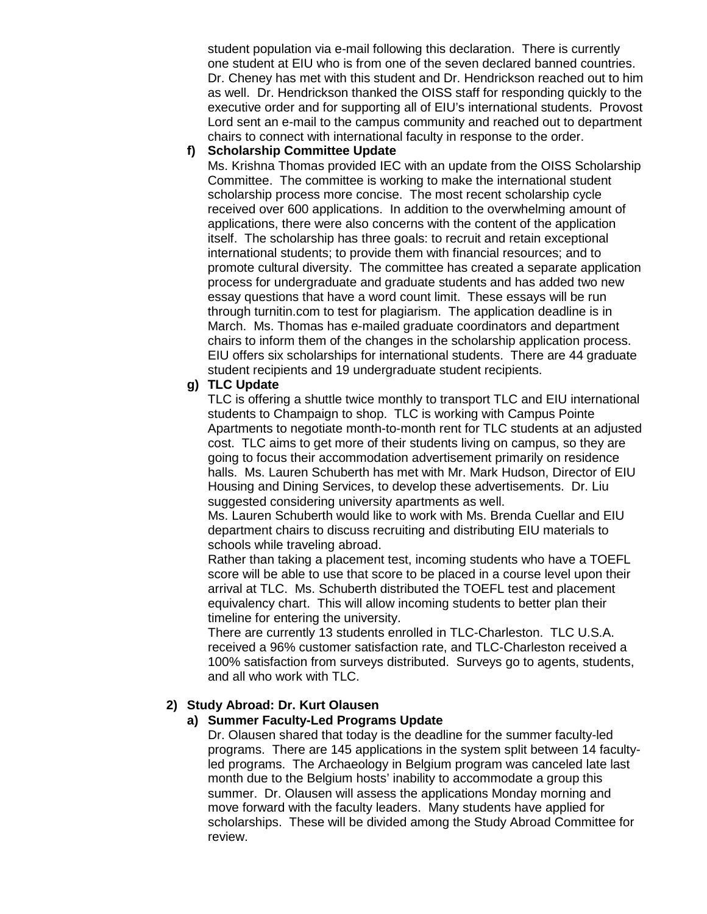student population via e-mail following this declaration. There is currently one student at EIU who is from one of the seven declared banned countries. Dr. Cheney has met with this student and Dr. Hendrickson reached out to him as well. Dr. Hendrickson thanked the OISS staff for responding quickly to the executive order and for supporting all of EIU's international students. Provost Lord sent an e-mail to the campus community and reached out to department chairs to connect with international faculty in response to the order.

**f) Scholarship Committee Update**

Ms. Krishna Thomas provided IEC with an update from the OISS Scholarship Committee. The committee is working to make the international student scholarship process more concise. The most recent scholarship cycle received over 600 applications. In addition to the overwhelming amount of applications, there were also concerns with the content of the application itself. The scholarship has three goals: to recruit and retain exceptional international students; to provide them with financial resources; and to promote cultural diversity. The committee has created a separate application process for undergraduate and graduate students and has added two new essay questions that have a word count limit. These essays will be run through turnitin.com to test for plagiarism. The application deadline is in March. Ms. Thomas has e-mailed graduate coordinators and department chairs to inform them of the changes in the scholarship application process. EIU offers six scholarships for international students. There are 44 graduate student recipients and 19 undergraduate student recipients.

**g) TLC Update**

TLC is offering a shuttle twice monthly to transport TLC and EIU international students to Champaign to shop. TLC is working with Campus Pointe Apartments to negotiate month-to-month rent for TLC students at an adjusted cost. TLC aims to get more of their students living on campus, so they are going to focus their accommodation advertisement primarily on residence halls. Ms. Lauren Schuberth has met with Mr. Mark Hudson, Director of EIU Housing and Dining Services, to develop these advertisements. Dr. Liu suggested considering university apartments as well.

Ms. Lauren Schuberth would like to work with Ms. Brenda Cuellar and EIU department chairs to discuss recruiting and distributing EIU materials to schools while traveling abroad.

Rather than taking a placement test, incoming students who have a TOEFL score will be able to use that score to be placed in a course level upon their arrival at TLC. Ms. Schuberth distributed the TOEFL test and placement equivalency chart. This will allow incoming students to better plan their timeline for entering the university.

There are currently 13 students enrolled in TLC-Charleston. TLC U.S.A. received a 96% customer satisfaction rate, and TLC-Charleston received a 100% satisfaction from surveys distributed. Surveys go to agents, students, and all who work with TLC.

**2) Study Abroad: Dr. Kurt Olausen**

**a) Summer Faculty-Led Programs Update**

Dr. Olausen shared that today is the deadline for the summer faculty-led programs. There are 145 applications in the system split between 14 faculty-led programs. The Archaeology in Belgium program was canceled late last month due to the Belgium hosts' inability to accommodate a group this summer. Dr. Olausen will assess the applications Monday morning and move forward with the faculty leaders. Many students have applied for scholarships. These will be divided among the Study Abroad Committee for review.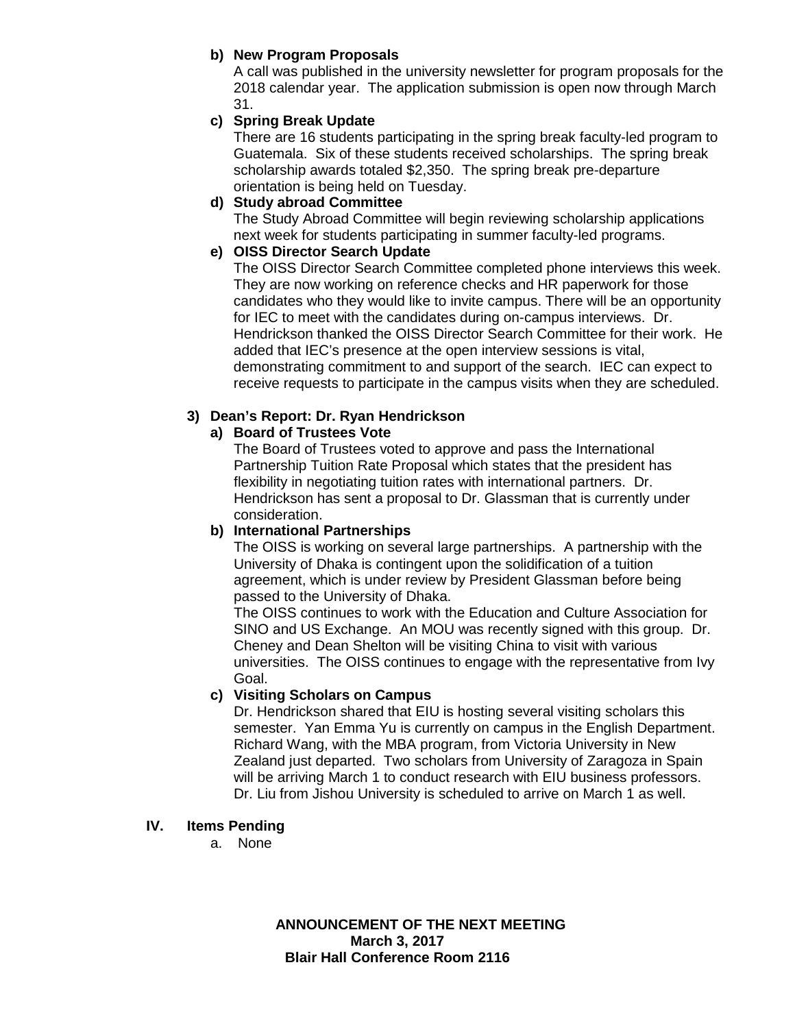**b) New Program Proposals**

A call was published in the university newsletter for program proposals for the 2018 calendar year. The application submission is open now through March 31.

**c) Spring Break Update**

There are 16 students participating in the spring break faculty-led program to Guatemala. Six of these students received scholarships. The spring break scholarship awards totaled $2,350. The spring break pre-departure orientation is being held on Tuesday.

**d) Study abroad Committee**

The Study Abroad Committee will begin reviewing scholarship applications next week for students participating in summer faculty-led programs.

**e) OISS Director Search Update**

The OISS Director Search Committee completed phone interviews this week. They are now working on reference checks and HR paperwork for those candidates who they would like to invite campus. There will be an opportunity for IEC to meet with the candidates during on-campus interviews. Dr. Hendrickson thanked the OISS Director Search Committee for their work. He added that IEC's presence at the open interview sessions is vital, demonstrating commitment to and support of the search. IEC can expect to receive requests to participate in the campus visits when they are scheduled.

**3) Dean's Report: Dr. Ryan Hendrickson**

**a) Board of Trustees Vote**

The Board of Trustees voted to approve and pass the International Partnership Tuition Rate Proposal which states that the president has flexibility in negotiating tuition rates with international partners. Dr. Hendrickson has sent a proposal to Dr. Glassman that is currently under consideration.

**b) International Partnerships**

The OISS is working on several large partnerships. A partnership with the University of Dhaka is contingent upon the solidification of a tuition agreement, which is under review by President Glassman before being passed to the University of Dhaka.

The OISS continues to work with the Education and Culture Association for SINO and US Exchange. An MOU was recently signed with this group. Dr. Cheney and Dean Shelton will be visiting China to visit with various universities. The OISS continues to engage with the representative from Ivy Goal.

**c) Visiting Scholars on Campus**

Dr. Hendrickson shared that EIU is hosting several visiting scholars this semester. Yan Emma Yu is currently on campus in the English Department. Richard Wang, with the MBA program, from Victoria University in New Zealand just departed. Two scholars from University of Zaragoza in Spain will be arriving March 1 to conduct research with EIU business professors. Dr. Liu from Jishou University is scheduled to arrive on March 1 as well.

## IV. Items Pending

a. None

**ANNOUNCEMENT OF THE NEXT MEETING**
**March 3, 2017**
**Blair Hall Conference Room 2116**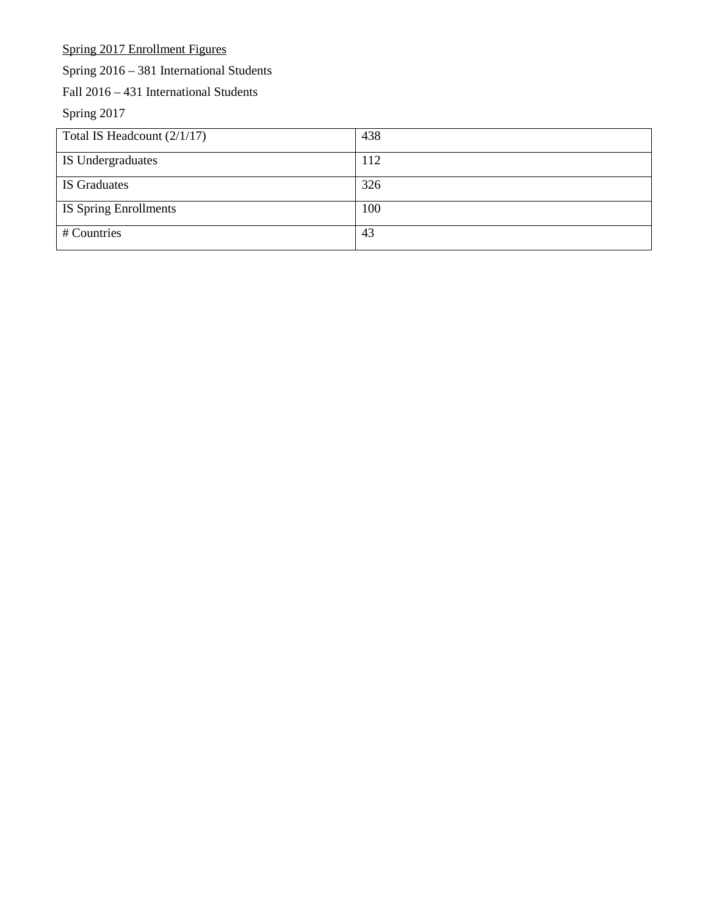Spring 2017 Enrollment Figures

Spring 2016 – 381 International Students

Fall 2016 – 431 International Students

Spring 2017

| | |
|---|---|
| Total IS Headcount (2/1/17) | 438 |
| IS Undergraduates | 112 |
| IS Graduates | 326 |
| IS Spring Enrollments | 100 |
| # Countries | 43 |